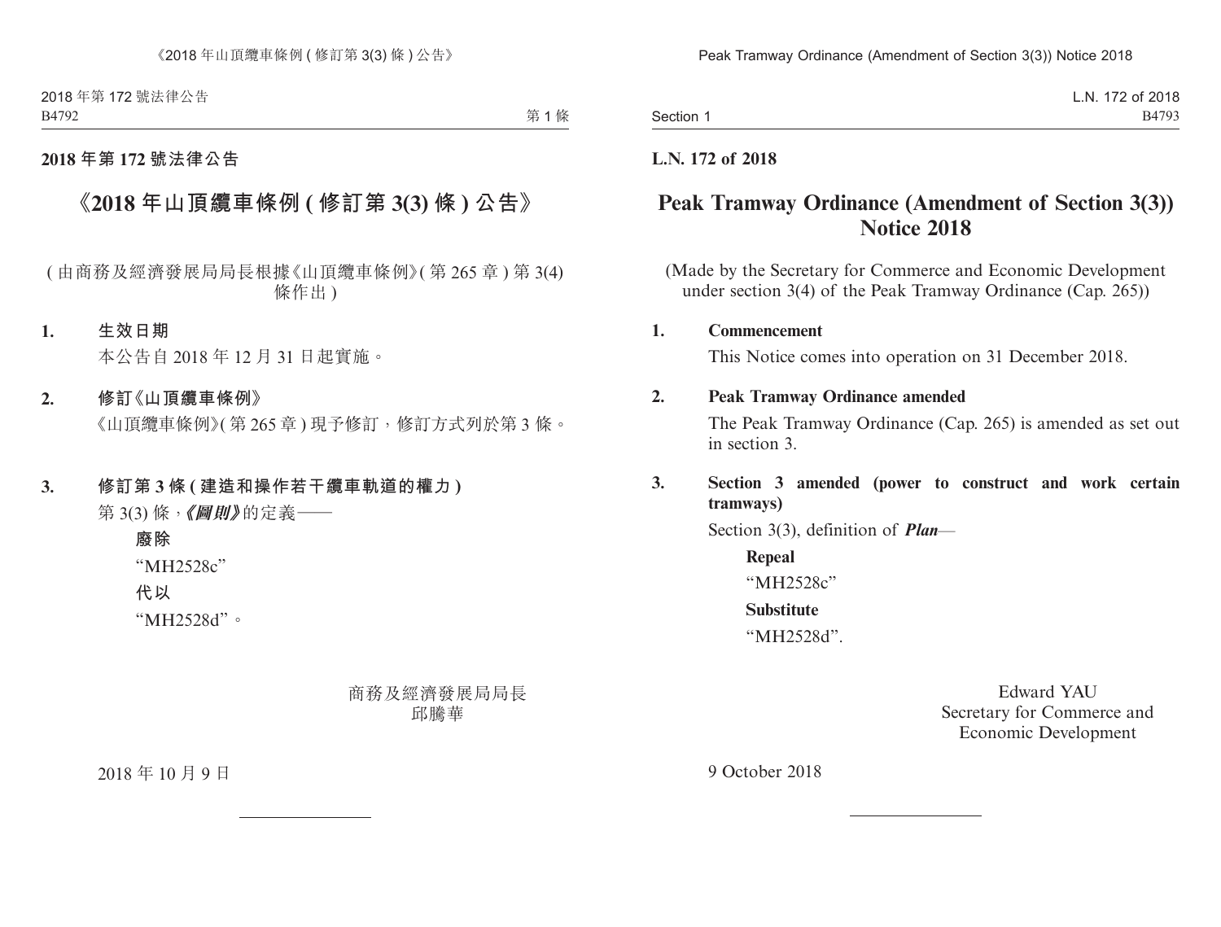**2018 年第 172 號法律公告**

# 《2018 年山頂纜車條例 (修訂第 3(3) 條) 公告》

(由商務及經濟發展局局長根據《山頂纜車條例》(第 265 章) 第 3(4) 條作出)

**1. 生效日期**

本公告自 2018 年 12 月 31 日起實施。

**2. 修訂《山頂纜車條例》**

《山頂纜車條例》(第 265 章) 現予修訂,修訂方式列於第 3 條。

**3. 修訂第 3 條 (建造和操作若干纜車軌道的權力)**

第 3(3) 條,***《圖則》***的定義——

**廢除**

"MH2528c"

**代以**

"MH2528d"。

商務及經濟發展局局長
邱騰華

2018 年 10 月 9 日

---

**L.N. 172 of 2018**

# Peak Tramway Ordinance (Amendment of Section 3(3)) Notice 2018

(Made by the Secretary for Commerce and Economic Development under section 3(4) of the Peak Tramway Ordinance (Cap. 265))

**1. Commencement**

This Notice comes into operation on 31 December 2018.

**2. Peak Tramway Ordinance amended**

The Peak Tramway Ordinance (Cap. 265) is amended as set out in section 3.

**3. Section 3 amended (power to construct and work certain tramways)**

Section 3(3), definition of ***Plan***—

**Repeal**

"MH2528c"

**Substitute**

"MH2528d".

Edward YAU
Secretary for Commerce and Economic Development

9 October 2018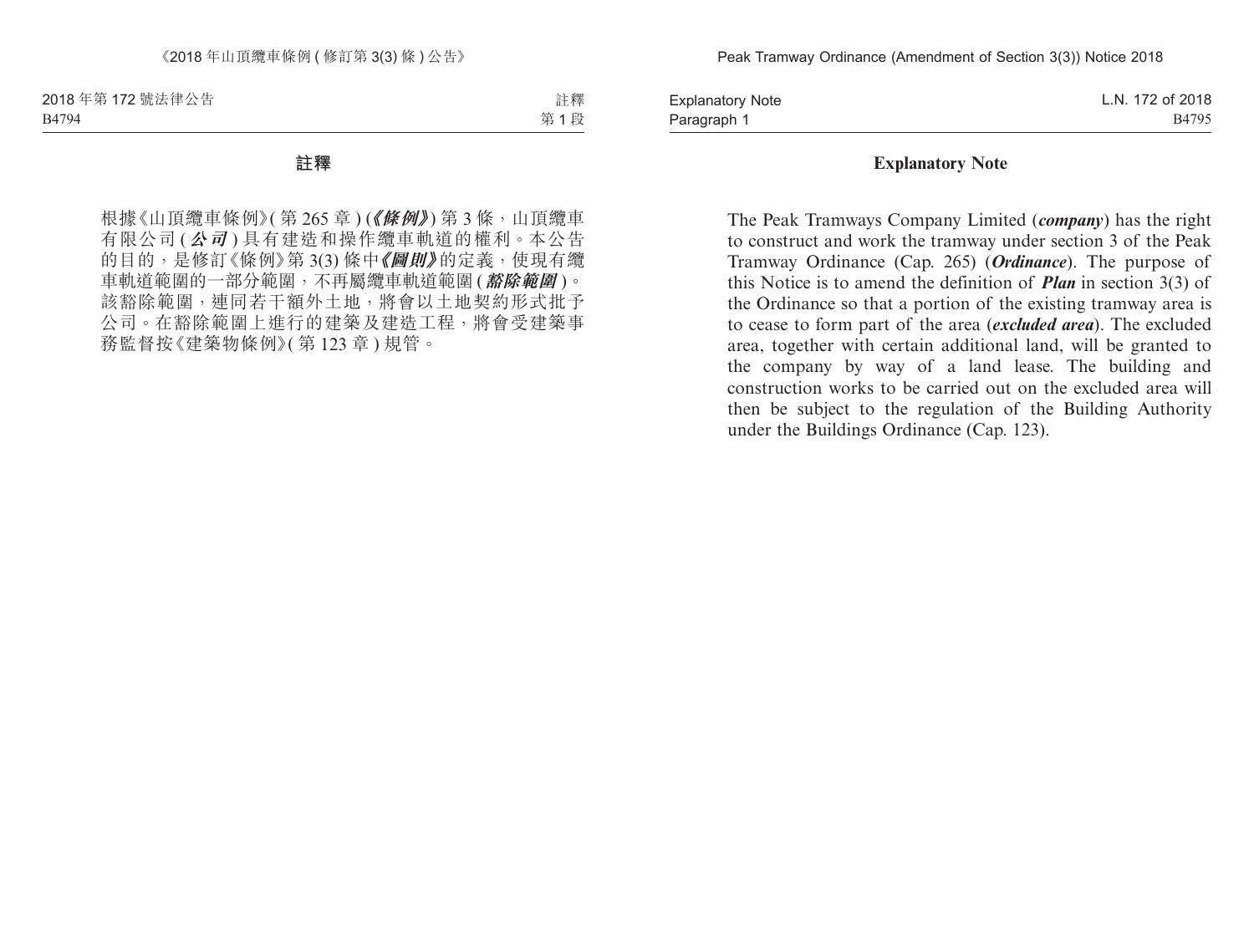## 註釋

根據《山頂纜車條例》(第 265 章 )(***《條例》***) 第 3 條，山頂纜車有限公司 (***公司***) 具有建造和操作纜車軌道的權利。本公告的目的，是修訂《條例》第 3(3) 條中***《圖則》***的定義，使現有纜車軌道範圍的一部分範圍，不再屬纜車軌道範圍 (***豁除範圍***)。該豁除範圍，連同若干額外土地，將會以土地契約形式批予公司。在豁除範圍上進行的建築及建造工程，將會受建築事務監督按《建築物條例》(第 123 章 ) 規管。

## Explanatory Note

The Peak Tramways Company Limited (***company***) has the right to construct and work the tramway under section 3 of the Peak Tramway Ordinance (Cap. 265) (***Ordinance***). The purpose of this Notice is to amend the definition of ***Plan*** in section 3(3) of the Ordinance so that a portion of the existing tramway area is to cease to form part of the area (***excluded area***). The excluded area, together with certain additional land, will be granted to the company by way of a land lease. The building and construction works to be carried out on the excluded area will then be subject to the regulation of the Building Authority under the Buildings Ordinance (Cap. 123).